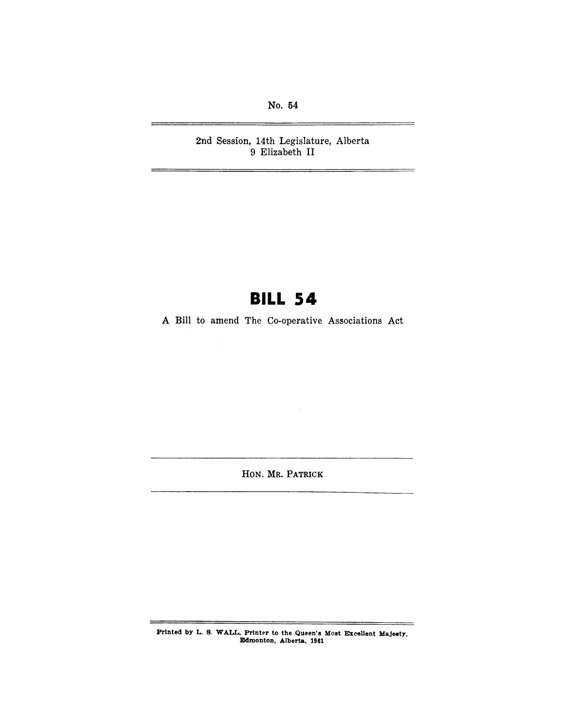No. 54

2nd Session, 14th Legislature, Alberta
9 Elizabeth II

# BILL 54

A Bill to amend The Co-operative Associations Act

HON. MR. PATRICK

Printed by L. S. WALL, Printer to the Queen's Most Excellent Majesty, Edmonton, Alberta, 1961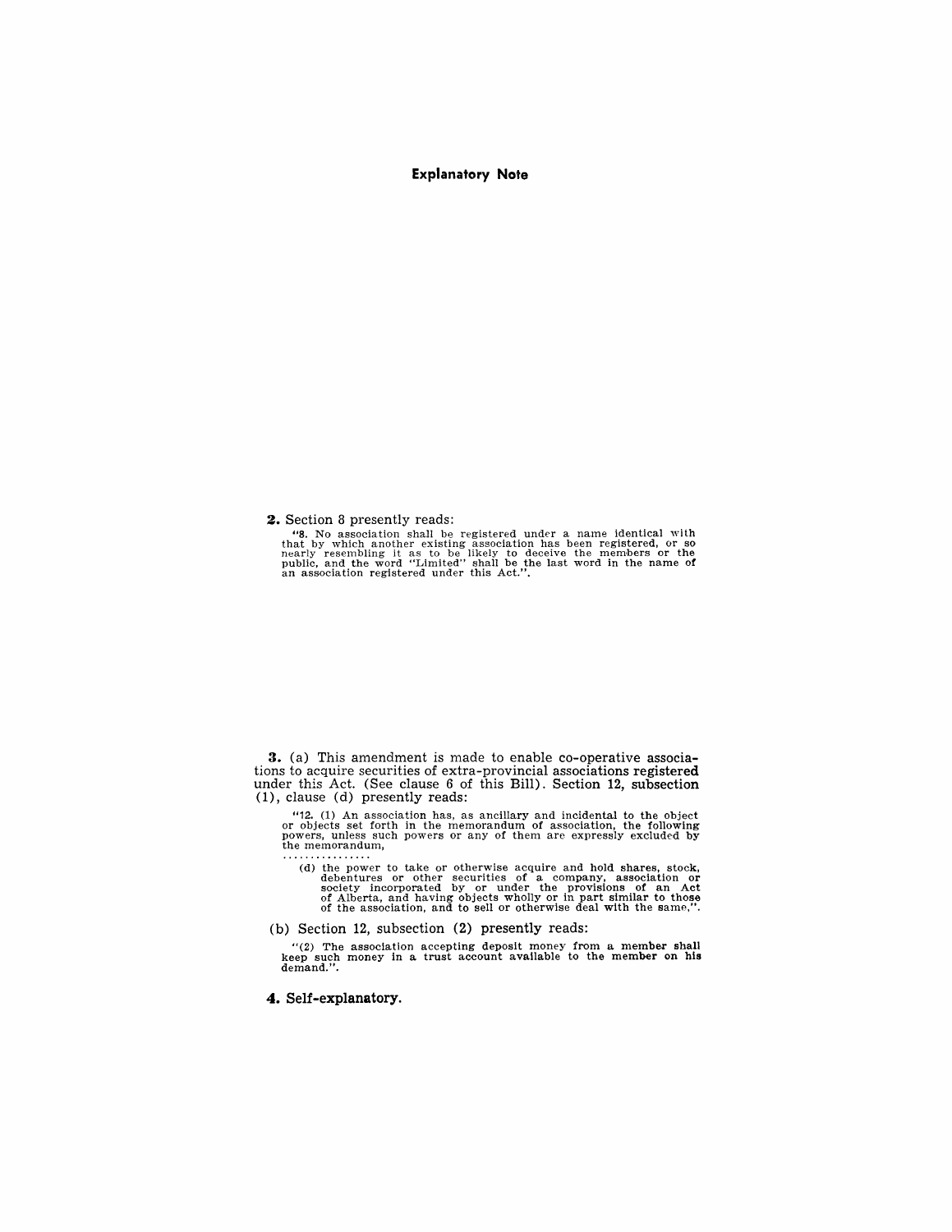## Explanatory Note

**2.** Section 8 presently reads:

> "8. No association shall be registered under a name identical with that by which another existing association has been registered, or so nearly resembling it as to be likely to deceive the members or the public, and the word "Limited" shall be the last word in the name of an association registered under this Act.".

**3.** (a) This amendment is made to enable co-operative associations to acquire securities of extra-provincial associations registered under this Act. (See clause 6 of this Bill). Section 12, subsection (1), clause (d) presently reads:

> "12. (1) An association has, as ancillary and incidental to the object or objects set forth in the memorandum of association, the following powers, unless such powers or any of them are expressly excluded by the memorandum,
>
> . . . . . . . . . . . . . . . .
>
> (d) the power to take or otherwise acquire and hold shares, stock, debentures or other securities of a company, association or society incorporated by or under the provisions of an Act of Alberta, and having objects wholly or in part similar to those of the association, and to sell or otherwise deal with the same,".

(b) Section 12, subsection (2) presently reads:

> "(2) The association accepting deposit money from a member shall keep such money in a trust account available to the member on his demand.".

**4.** Self-explanatory.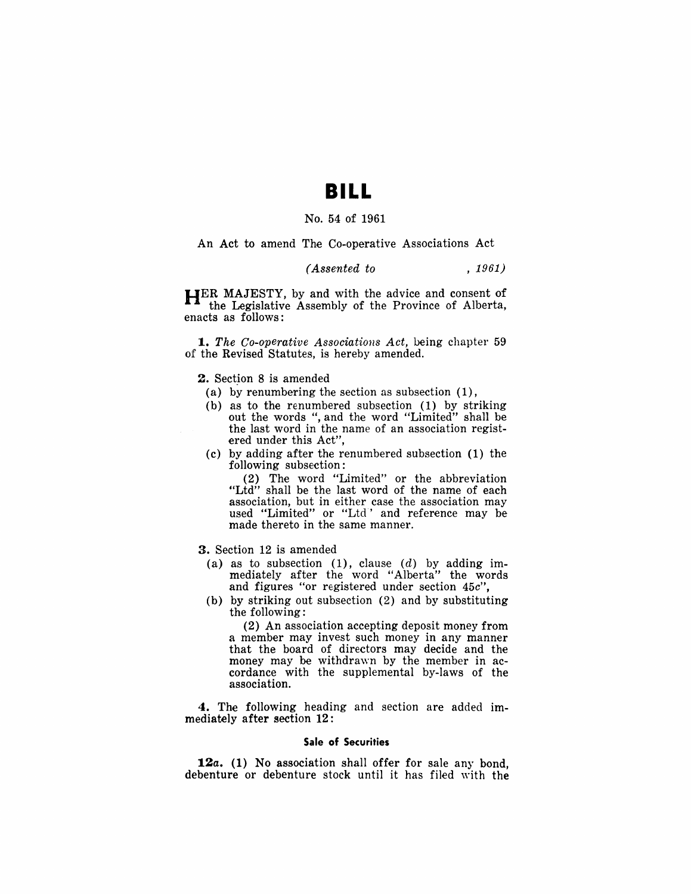# BILL

No. 54 of 1961

An Act to amend The Co-operative Associations Act

*(Assented to , 1961)*

HER MAJESTY, by and with the advice and consent of the Legislative Assembly of the Province of Alberta, enacts as follows:

**1.** *The Co-operative Associations Act*, being chapter 59 of the Revised Statutes, is hereby amended.

**2.** Section 8 is amended

(a) by renumbering the section as subsection (1),

(b) as to the renumbered subsection (1) by striking out the words ", and the word "Limited" shall be the last word in the name of an association registered under this Act",

(c) by adding after the renumbered subsection (1) the following subsection:

(2) The word "Limited" or the abbreviation "Ltd" shall be the last word of the name of each association, but in either case the association may used "Limited" or "Ltd' and reference may be made thereto in the same manner.

**3.** Section 12 is amended

(a) as to subsection (1), clause (*d*) by adding immediately after the word "Alberta" the words and figures "or registered under section 45*c*",

(b) by striking out subsection (2) and by substituting the following:

(2) An association accepting deposit money from a member may invest such money in any manner that the board of directors may decide and the money may be withdrawn by the member in accordance with the supplemental by-laws of the association.

**4.** The following heading and section are added immediately after section 12:

**Sale of Securities**

**12*a*.** (1) No association shall offer for sale any bond, debenture or debenture stock until it has filed with the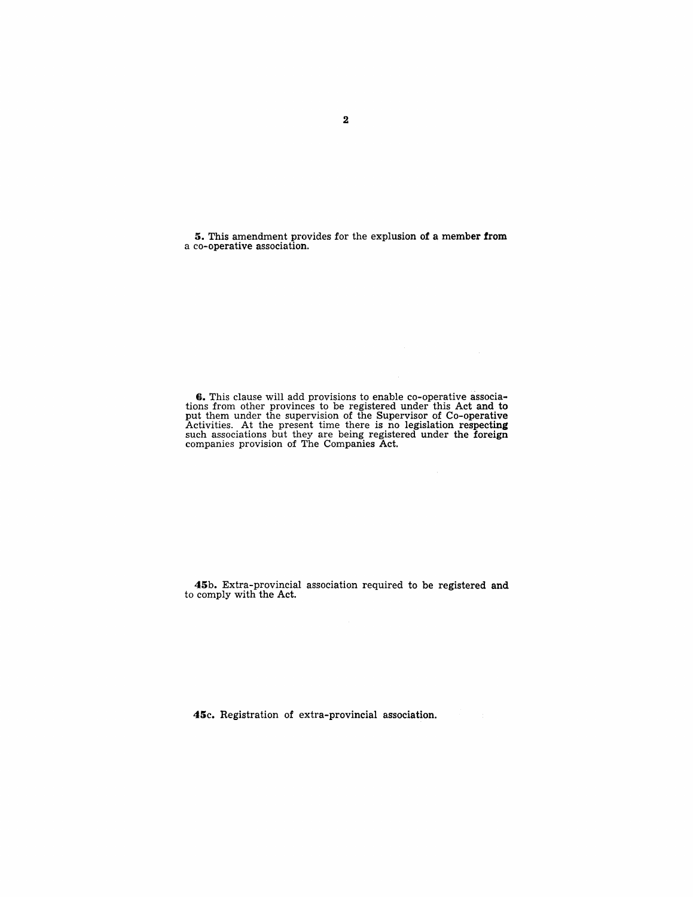**5.** This amendment provides for the explusion of a member from a co-operative association.

**6.** This clause will add provisions to enable co-operative associations from other provinces to be registered under this Act and to put them under the supervision of the Supervisor of Co-operative Activities. At the present time there is no legislation respecting such associations but they are being registered under the foreign companies provision of The Companies Act.

**45**b. Extra-provincial association required to be registered and to comply with the Act.

**45**c. Registration of extra-provincial association.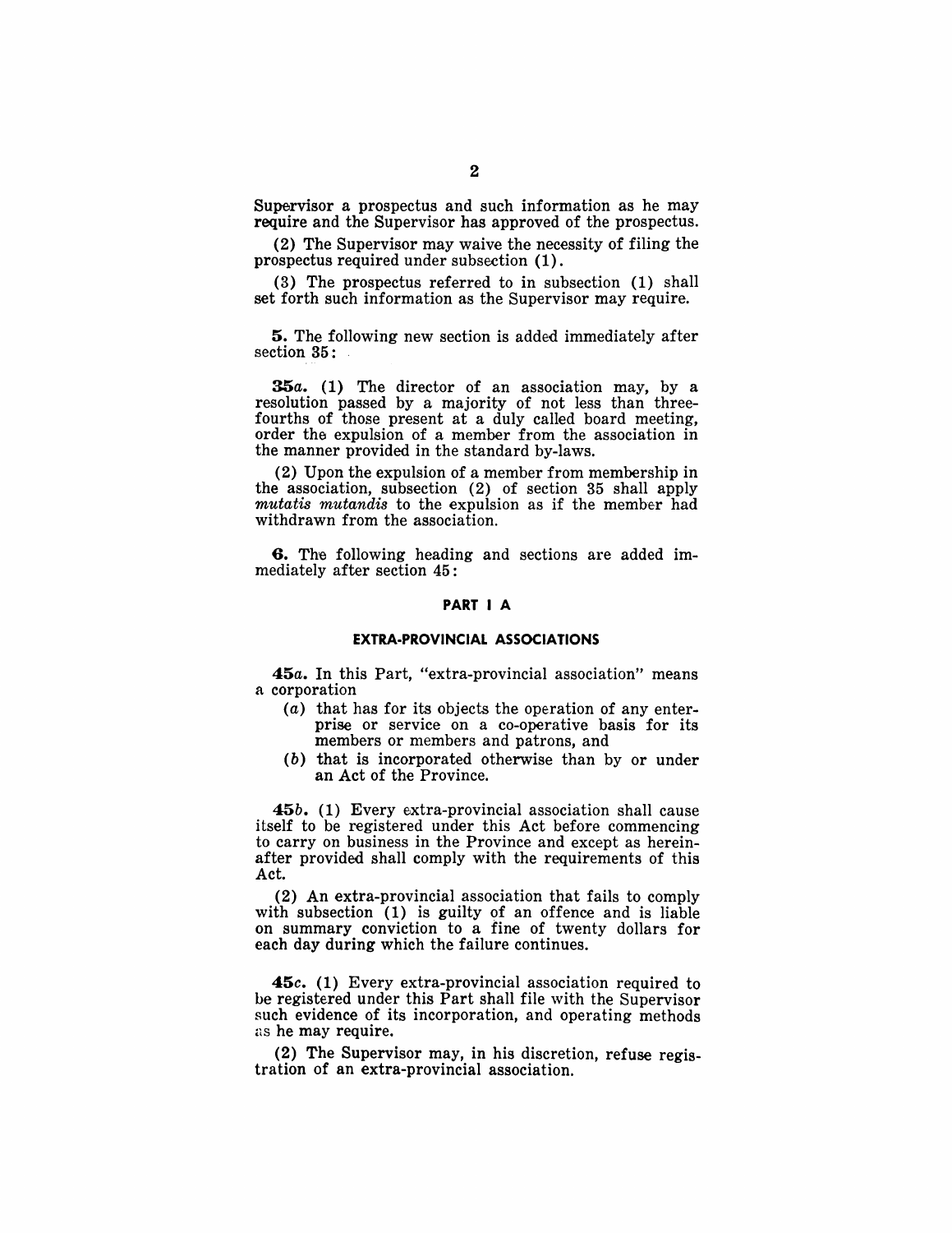Supervisor a prospectus and such information as he may require and the Supervisor has approved of the prospectus.

(2) The Supervisor may waive the necessity of filing the prospectus required under subsection (1).

(3) The prospectus referred to in subsection (1) shall set forth such information as the Supervisor may require.

**5.** The following new section is added immediately after section 35:

**35*a*.** (1) The director of an association may, by a resolution passed by a majority of not less than three-fourths of those present at a duly called board meeting, order the expulsion of a member from the association in the manner provided in the standard by-laws.

(2) Upon the expulsion of a member from membership in the association, subsection (2) of section 35 shall apply *mutatis mutandis* to the expulsion as if the member had withdrawn from the association.

**6.** The following heading and sections are added immediately after section 45:

## PART I A

### EXTRA-PROVINCIAL ASSOCIATIONS

**45*a*.** In this Part, "extra-provincial association" means a corporation

- (*a*) that has for its objects the operation of any enterprise or service on a co-operative basis for its members or members and patrons, and
- (*b*) that is incorporated otherwise than by or under an Act of the Province.

**45*b*.** (1) Every extra-provincial association shall cause itself to be registered under this Act before commencing to carry on business in the Province and except as hereinafter provided shall comply with the requirements of this Act.

(2) An extra-provincial association that fails to comply with subsection (1) is guilty of an offence and is liable on summary conviction to a fine of twenty dollars for each day during which the failure continues.

**45*c*.** (1) Every extra-provincial association required to be registered under this Part shall file with the Supervisor such evidence of its incorporation, and operating methods as he may require.

(2) The Supervisor may, in his discretion, refuse registration of an extra-provincial association.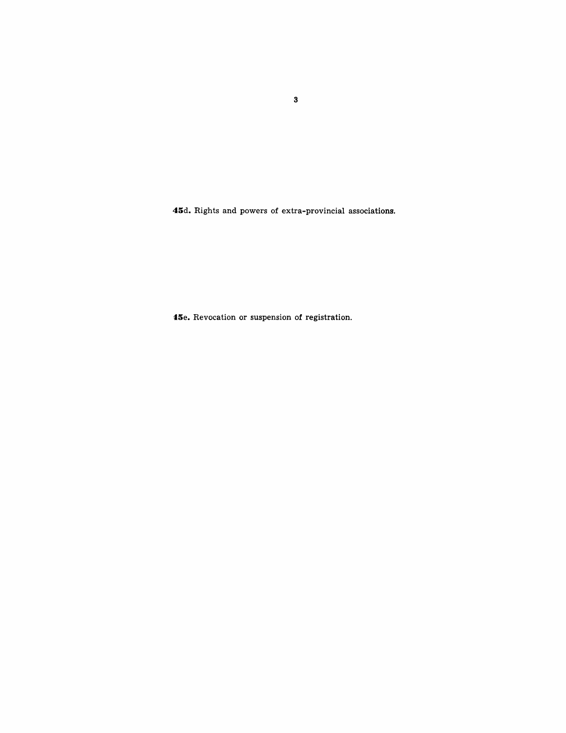**45d.** Rights and powers of extra-provincial associations.

**45e.** Revocation or suspension of registration.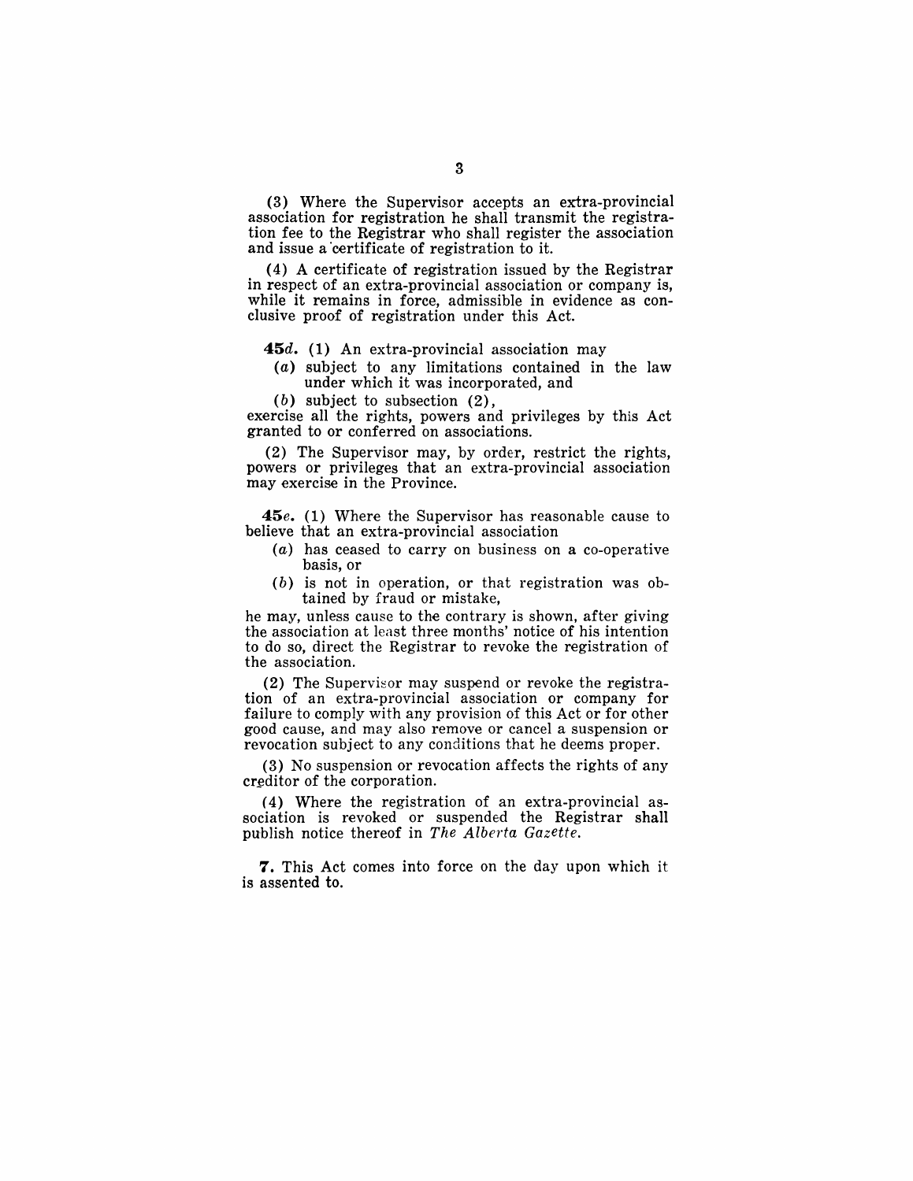(3) Where the Supervisor accepts an extra-provincial association for registration he shall transmit the registration fee to the Registrar who shall register the association and issue a certificate of registration to it.

(4) A certificate of registration issued by the Registrar in respect of an extra-provincial association or company is, while it remains in force, admissible in evidence as conclusive proof of registration under this Act.

**45*d*.** (1) An extra-provincial association may

- (*a*) subject to any limitations contained in the law under which it was incorporated, and
- (*b*) subject to subsection (2),

exercise all the rights, powers and privileges by this Act granted to or conferred on associations.

(2) The Supervisor may, by order, restrict the rights, powers or privileges that an extra-provincial association may exercise in the Province.

**45*e*.** (1) Where the Supervisor has reasonable cause to believe that an extra-provincial association

- (*a*) has ceased to carry on business on a co-operative basis, or
- (*b*) is not in operation, or that registration was obtained by fraud or mistake,

he may, unless cause to the contrary is shown, after giving the association at least three months' notice of his intention to do so, direct the Registrar to revoke the registration of the association.

(2) The Supervisor may suspend or revoke the registration of an extra-provincial association or company for failure to comply with any provision of this Act or for other good cause, and may also remove or cancel a suspension or revocation subject to any conditions that he deems proper.

(3) No suspension or revocation affects the rights of any creditor of the corporation.

(4) Where the registration of an extra-provincial association is revoked or suspended the Registrar shall publish notice thereof in *The Alberta Gazette*.

**7.** This Act comes into force on the day upon which it is assented to.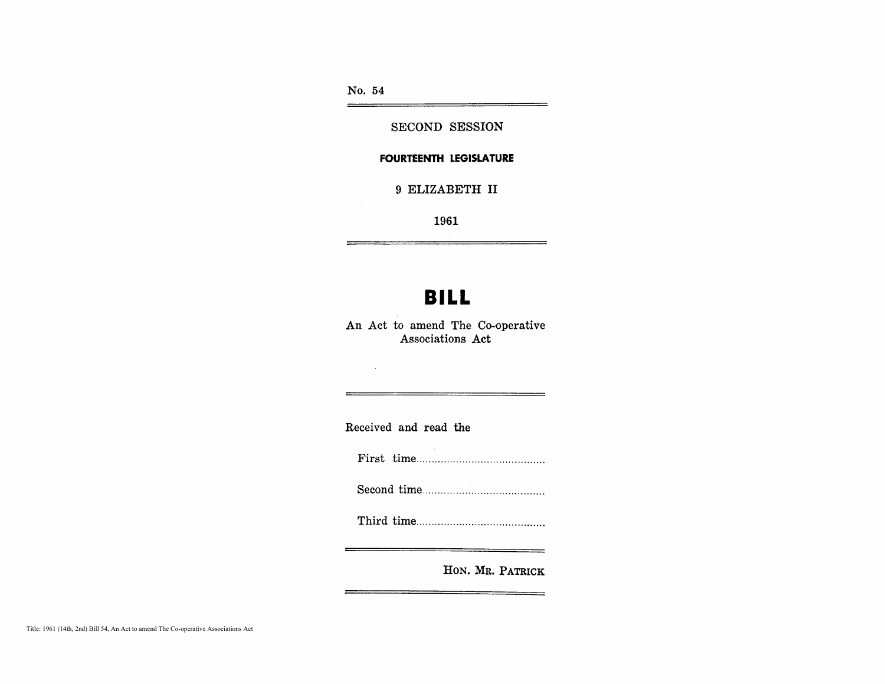No. 54

SECOND SESSION

**FOURTEENTH LEGISLATURE**

9 ELIZABETH II

**1961**

# BILL

An Act to amend The Co-operative Associations Act

Received and read the

First time...........................................

Second time........................................

Third time...........................................

HON. MR. PATRICK

Title: 1961 (14th, 2nd) Bill 54, An Act to amend The Co-operative Associations Act